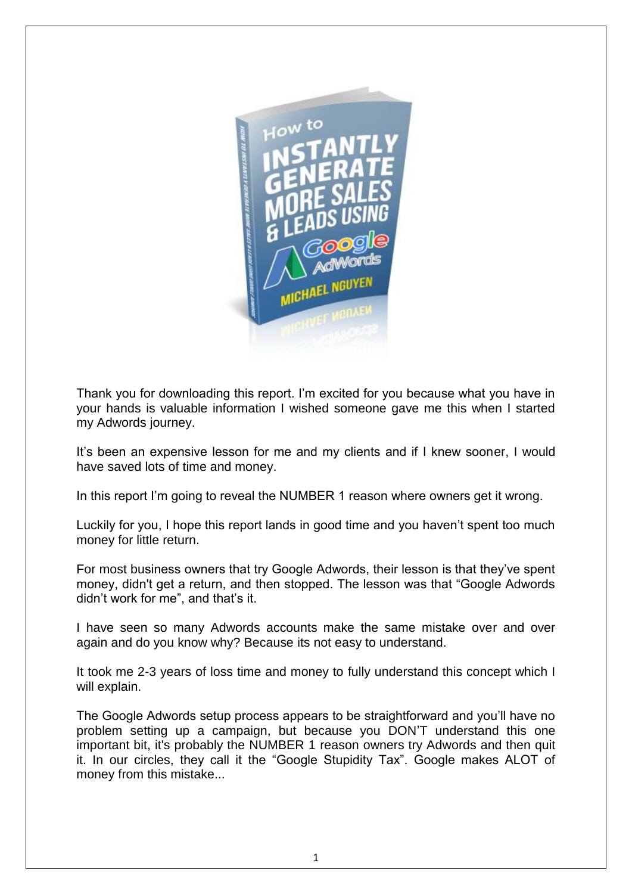Thank you for downloading this report. I'm excited for you because what you have in your hands is valuable information I wished someone gave me this when I started my Adwords journey.

It's been an expensive lesson for me and my clients and if I knew sooner, I would have saved lots of time and money.

In this report I'm going to reveal the NUMBER 1 reason where owners get it wrong.

Luckily for you, I hope this report lands in good time and you haven't spent too much money for little return.

For most business owners that try Google Adwords, their lesson is that they've spent money, didn't get a return, and then stopped. The lesson was that "Google Adwords didn't work for me", and that's it.

I have seen so many Adwords accounts make the same mistake over and over again and do you know why? Because its not easy to understand.

It took me 2-3 years of loss time and money to fully understand this concept which I will explain.

The Google Adwords setup process appears to be straightforward and you'll have no problem setting up a campaign, but because you DON'T understand this one important bit, it's probably the NUMBER 1 reason owners try Adwords and then quit it. In our circles, they call it the "Google Stupidity Tax". Google makes ALOT of money from this mistake...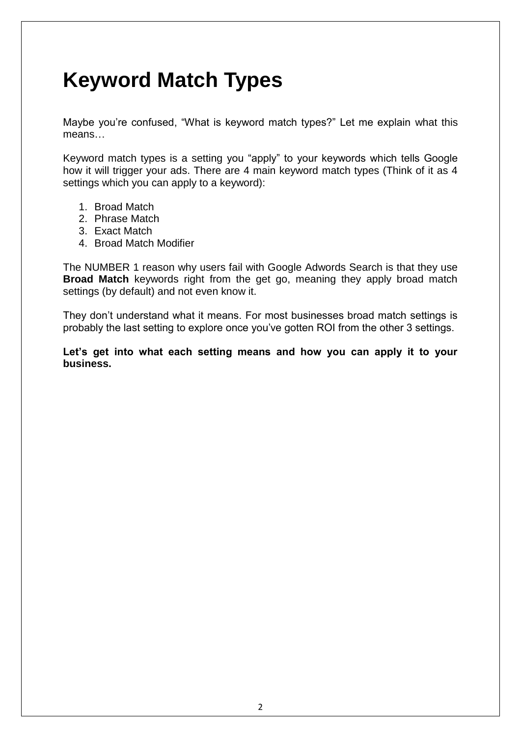# Keyword Match Types

Maybe you're confused, "What is keyword match types?" Let me explain what this means…

Keyword match types is a setting you "apply" to your keywords which tells Google how it will trigger your ads. There are 4 main keyword match types (Think of it as 4 settings which you can apply to a keyword):

1. Broad Match
2. Phrase Match
3. Exact Match
4. Broad Match Modifier

The NUMBER 1 reason why users fail with Google Adwords Search is that they use **Broad Match** keywords right from the get go, meaning they apply broad match settings (by default) and not even know it.

They don't understand what it means. For most businesses broad match settings is probably the last setting to explore once you've gotten ROI from the other 3 settings.

**Let's get into what each setting means and how you can apply it to your business.**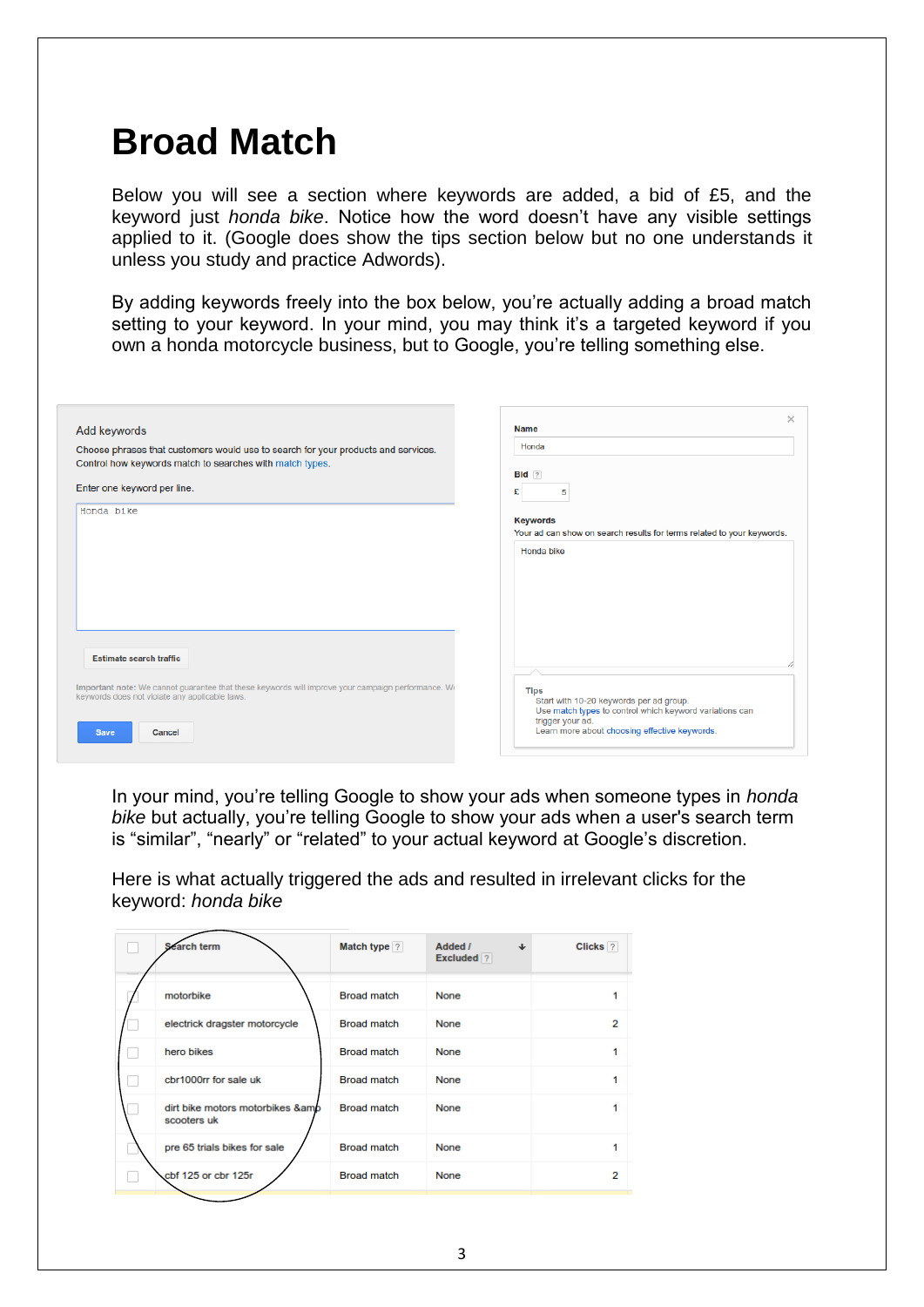# Broad Match

Below you will see a section where keywords are added, a bid of £5, and the keyword just *honda bike*. Notice how the word doesn't have any visible settings applied to it. (Google does show the tips section below but no one understands it unless you study and practice Adwords).

By adding keywords freely into the box below, you're actually adding a broad match setting to your keyword. In your mind, you may think it's a targeted keyword if you own a honda motorcycle business, but to Google, you're telling something else.

Add keywords

Choose phrases that customers would use to search for your products and services. Control how keywords match to searches with match types.

Enter one keyword per line.

```
Honda bike
```

Estimate search traffic

Important note: We cannot guarantee that these keywords will improve your campaign performance. We keywords does not violate any applicable laws.

Save | Cancel

Name

Honda

Bid

£ 5

Keywords

Your ad can show on search results for terms related to your keywords.

Honda bike

Tips

Start with 10-20 keywords per ad group.
Use match types to control which keyword variations can trigger your ad.
Learn more about choosing effective keywords.

In your mind, you're telling Google to show your ads when someone types in *honda bike* but actually, you're telling Google to show your ads when a user's search term is "similar", "nearly" or "related" to your actual keyword at Google's discretion.

Here is what actually triggered the ads and resulted in irrelevant clicks for the keyword: *honda bike*

| Search term | Match type | Added / Excluded | Clicks |
|---|---|---|---|
| motorbike | Broad match | None | 1 |
| electrick dragster motorcycle | Broad match | None | 2 |
| hero bikes | Broad match | None | 1 |
| cbr1000rr for sale uk | Broad match | None | 1 |
| dirt bike motors motorbikes &amp scooters uk | Broad match | None | 1 |
| pre 65 trials bikes for sale | Broad match | None | 1 |
| cbf 125 or cbr 125r | Broad match | None | 2 |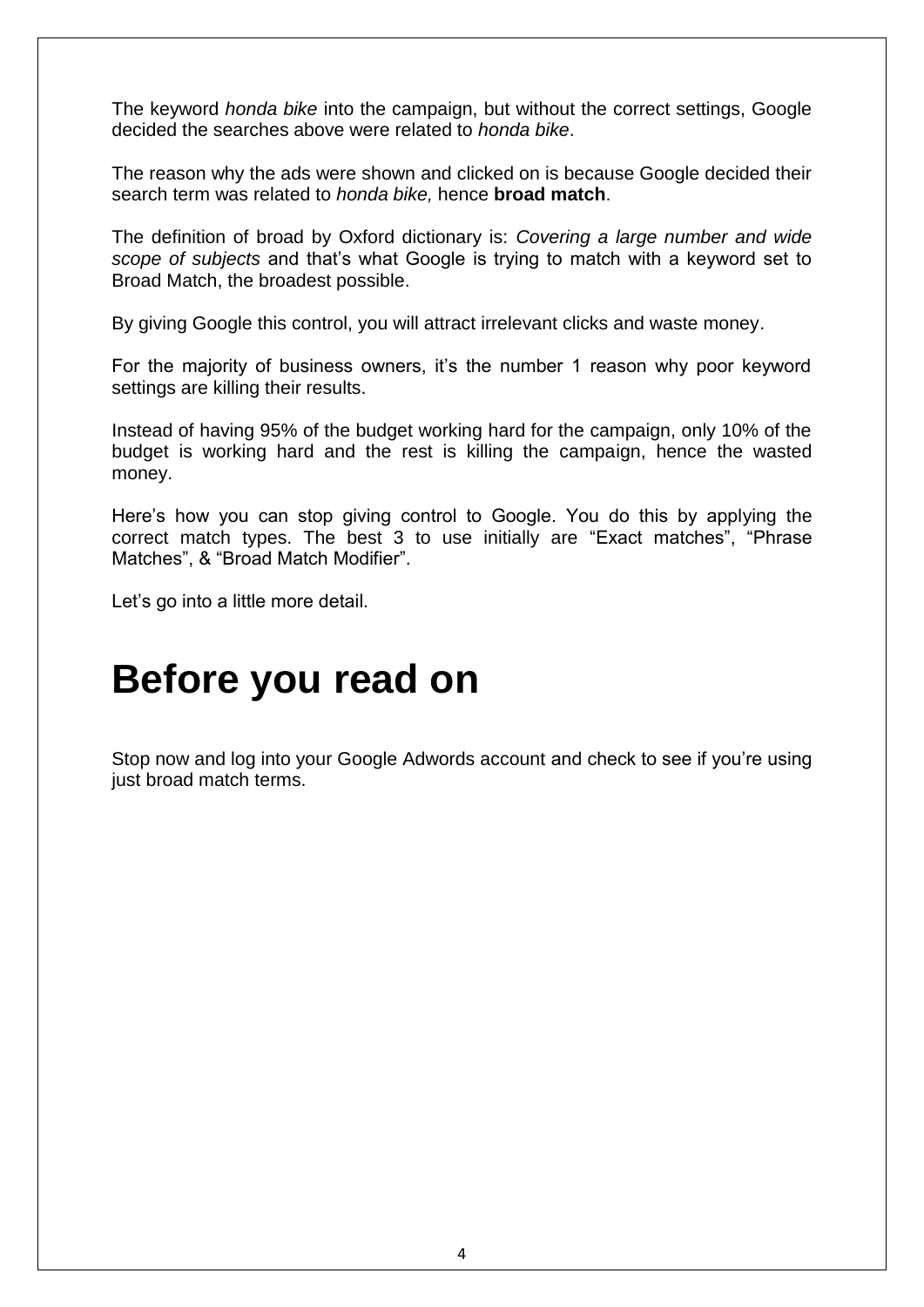The keyword *honda bike* into the campaign, but without the correct settings, Google decided the searches above were related to *honda bike*.

The reason why the ads were shown and clicked on is because Google decided their search term was related to *honda bike,* hence **broad match**.

The definition of broad by Oxford dictionary is: *Covering a large number and wide scope of subjects* and that's what Google is trying to match with a keyword set to Broad Match, the broadest possible.

By giving Google this control, you will attract irrelevant clicks and waste money.

For the majority of business owners, it's the number 1 reason why poor keyword settings are killing their results.

Instead of having 95% of the budget working hard for the campaign, only 10% of the budget is working hard and the rest is killing the campaign, hence the wasted money.

Here's how you can stop giving control to Google. You do this by applying the correct match types. The best 3 to use initially are "Exact matches", "Phrase Matches", & "Broad Match Modifier".

Let's go into a little more detail.

# Before you read on

Stop now and log into your Google Adwords account and check to see if you're using just broad match terms.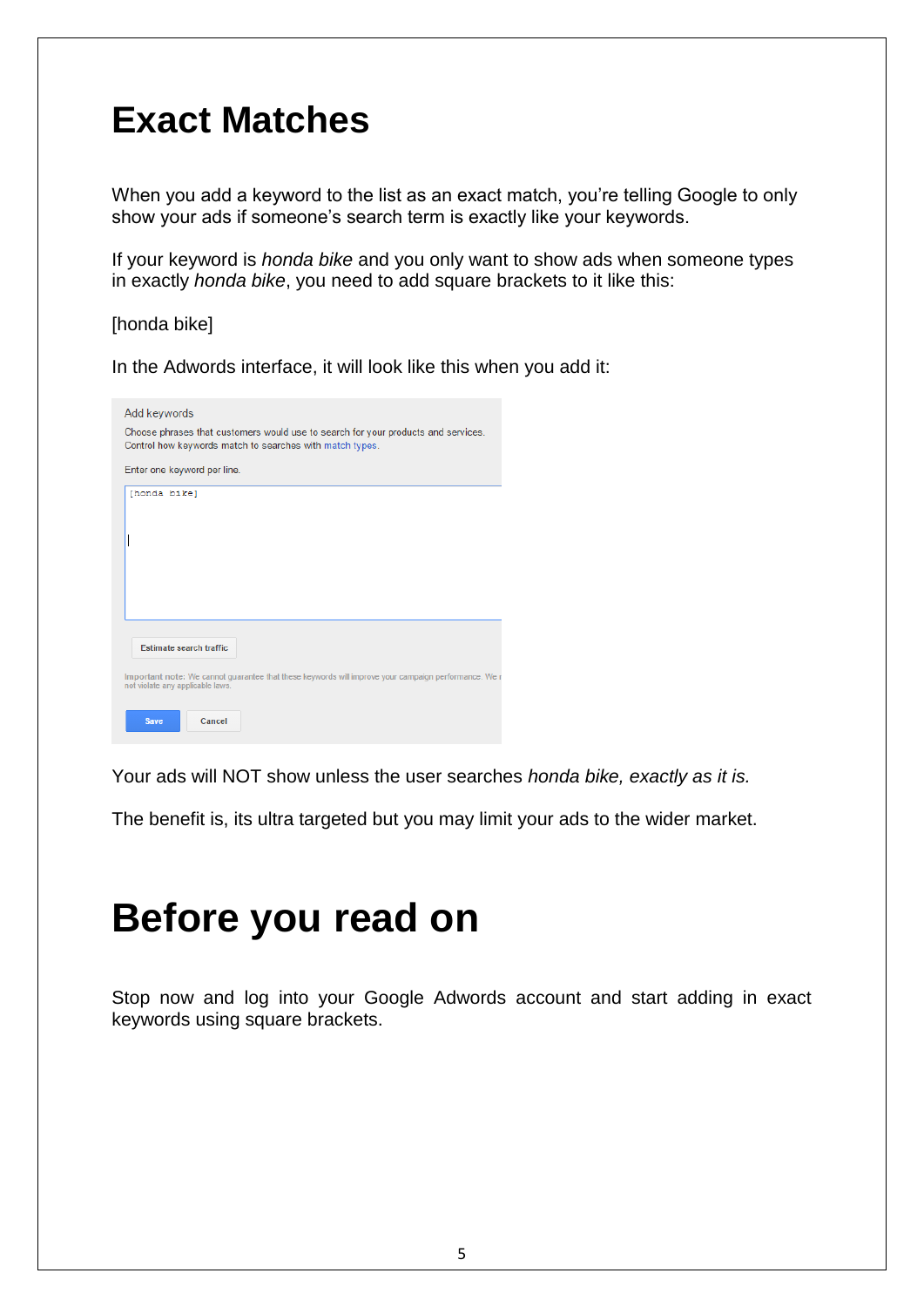# Exact Matches

When you add a keyword to the list as an exact match, you're telling Google to only show your ads if someone's search term is exactly like your keywords.

If your keyword is *honda bike* and you only want to show ads when someone types in exactly *honda bike*, you need to add square brackets to it like this:

[honda bike]

In the Adwords interface, it will look like this when you add it:

Your ads will NOT show unless the user searches *honda bike, exactly as it is.*

The benefit is, its ultra targeted but you may limit your ads to the wider market.

# Before you read on

Stop now and log into your Google Adwords account and start adding in exact keywords using square brackets.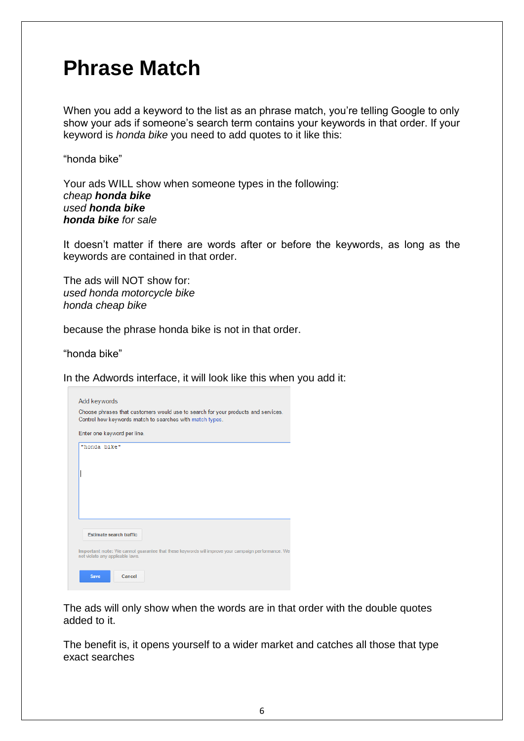# Phrase Match

When you add a keyword to the list as an phrase match, you're telling Google to only show your ads if someone's search term contains your keywords in that order. If your keyword is *honda bike* you need to add quotes to it like this:

"honda bike"

Your ads WILL show when someone types in the following:
*cheap* ***honda bike***
*used* ***honda bike***
***honda bike*** *for sale*

It doesn't matter if there are words after or before the keywords, as long as the keywords are contained in that order.

The ads will NOT show for:
*used honda motorcycle bike*
*honda cheap bike*

because the phrase honda bike is not in that order.

"honda bike"

In the Adwords interface, it will look like this when you add it:

The ads will only show when the words are in that order with the double quotes added to it.

The benefit is, it opens yourself to a wider market and catches all those that type exact searches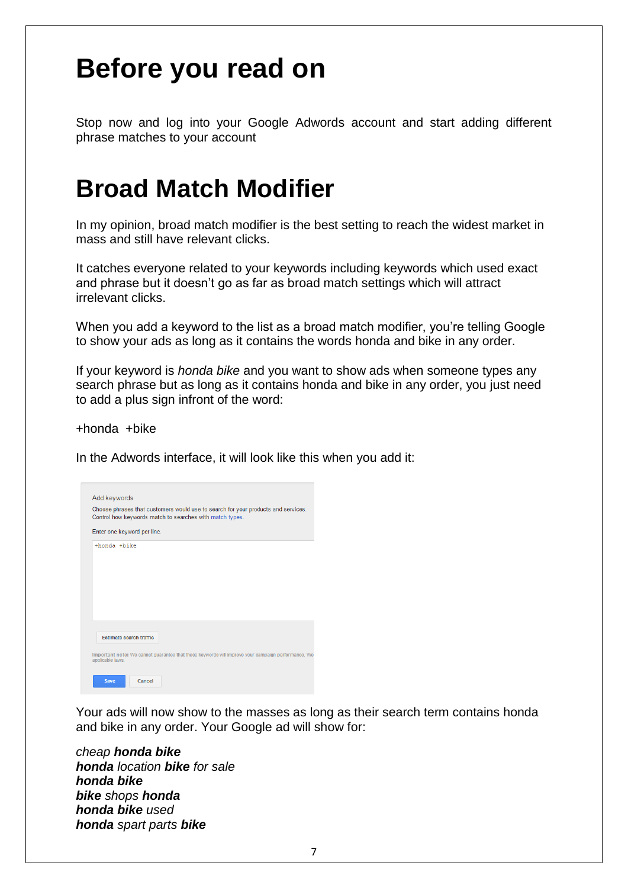# Before you read on

Stop now and log into your Google Adwords account and start adding different phrase matches to your account

# Broad Match Modifier

In my opinion, broad match modifier is the best setting to reach the widest market in mass and still have relevant clicks.

It catches everyone related to your keywords including keywords which used exact and phrase but it doesn't go as far as broad match settings which will attract irrelevant clicks.

When you add a keyword to the list as a broad match modifier, you're telling Google to show your ads as long as it contains the words honda and bike in any order.

If your keyword is *honda bike* and you want to show ads when someone types any search phrase but as long as it contains honda and bike in any order, you just need to add a plus sign infront of the word:

+honda +bike

In the Adwords interface, it will look like this when you add it:

Add keywords

Choose phrases that customers would use to search for your products and services. Control how keywords match to searches with match types.

Enter one keyword per line.

+honda +bike

Estimate search traffic

Important note: We cannot guarantee that these keywords will improve your campaign performance. We ... applicable laws.

Save Cancel

Your ads will now show to the masses as long as their search term contains honda and bike in any order. Your Google ad will show for:

*cheap* ***honda bike***
***honda*** *location* ***bike*** *for sale*
***honda bike***
***bike*** *shops* ***honda***
***honda bike*** *used*
***honda*** *spart parts* ***bike***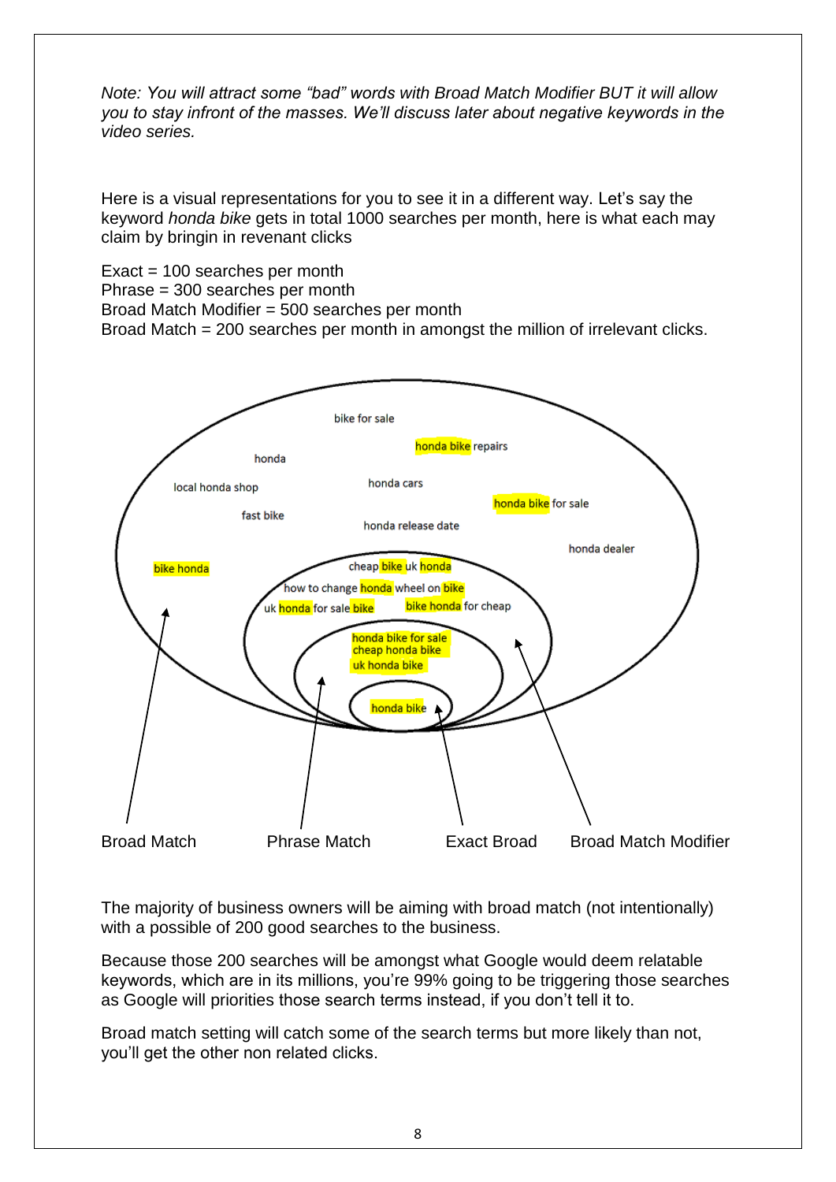*Note: You will attract some "bad" words with Broad Match Modifier BUT it will allow you to stay infront of the masses. We'll discuss later about negative keywords in the video series.*

Here is a visual representations for you to see it in a different way. Let's say the keyword *honda bike* gets in total 1000 searches per month, here is what each may claim by bringin in revenant clicks

Exact = 100 searches per month
Phrase = 300 searches per month
Broad Match Modifier = 500 searches per month
Broad Match = 200 searches per month in amongst the million of irrelevant clicks.

bike for sale
honda bike repairs
honda
local honda shop
honda cars
honda bike for sale
fast bike
honda release date
honda dealer
bike honda
cheap bike uk honda
how to change honda wheel on bike
uk honda for sale bike
bike honda for cheap
honda bike for sale
cheap honda bike
uk honda bike
honda bike

Broad Match    Phrase Match    Exact Broad    Broad Match Modifier

The majority of business owners will be aiming with broad match (not intentionally) with a possible of 200 good searches to the business.

Because those 200 searches will be amongst what Google would deem relatable keywords, which are in its millions, you're 99% going to be triggering those searches as Google will priorities those search terms instead, if you don't tell it to.

Broad match setting will catch some of the search terms but more likely than not, you'll get the other non related clicks.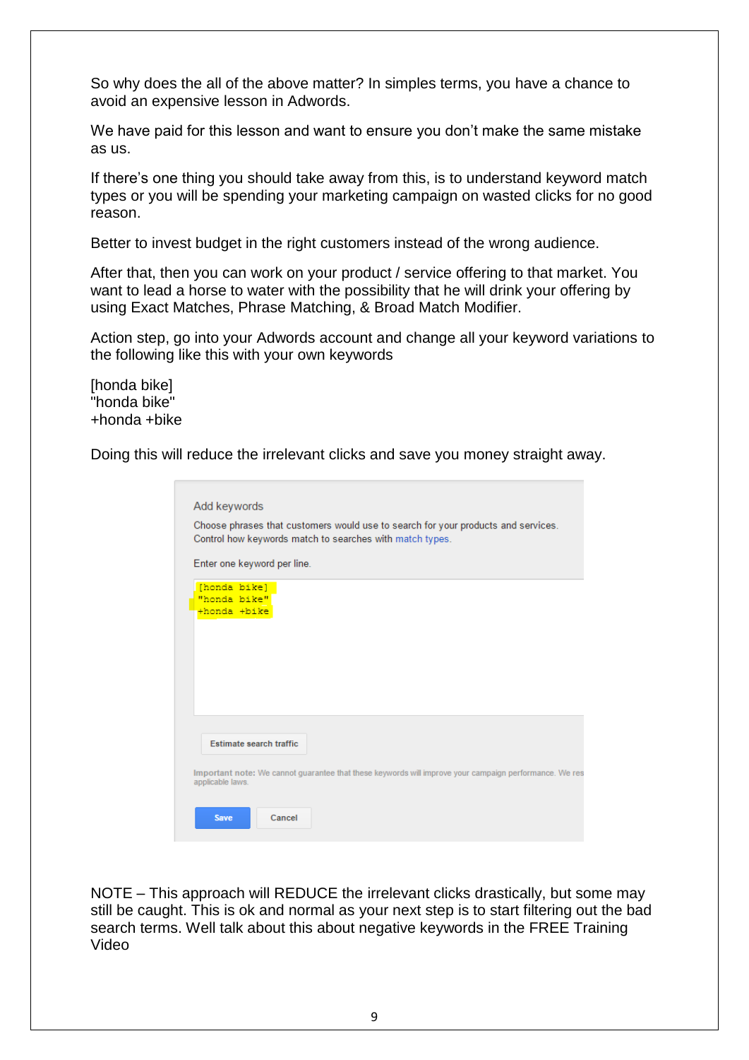So why does the all of the above matter? In simples terms, you have a chance to avoid an expensive lesson in Adwords.

We have paid for this lesson and want to ensure you don't make the same mistake as us.

If there's one thing you should take away from this, is to understand keyword match types or you will be spending your marketing campaign on wasted clicks for no good reason.

Better to invest budget in the right customers instead of the wrong audience.

After that, then you can work on your product / service offering to that market. You want to lead a horse to water with the possibility that he will drink your offering by using Exact Matches, Phrase Matching, & Broad Match Modifier.

Action step, go into your Adwords account and change all your keyword variations to the following like this with your own keywords

[honda bike]
"honda bike"
+honda +bike

Doing this will reduce the irrelevant clicks and save you money straight away.

Add keywords

Choose phrases that customers would use to search for your products and services.
Control how keywords match to searches with match types.

Enter one keyword per line.

```
[honda bike]
"honda bike"
+honda +bike
```

Estimate search traffic

Important note: We cannot guarantee that these keywords will improve your campaign performance. We res applicable laws.

Save Cancel

NOTE – This approach will REDUCE the irrelevant clicks drastically, but some may still be caught. This is ok and normal as your next step is to start filtering out the bad search terms. Well talk about this about negative keywords in the FREE Training Video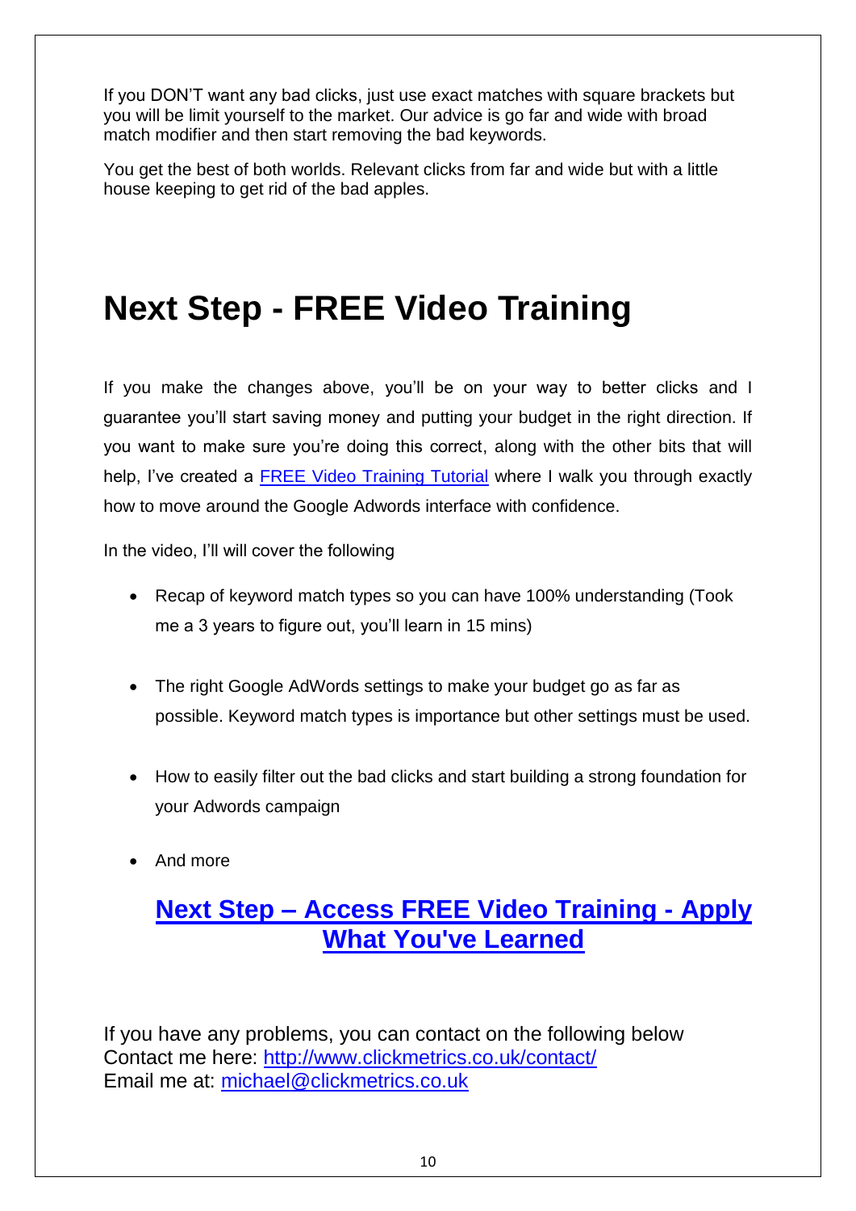If you DON'T want any bad clicks, just use exact matches with square brackets but you will be limit yourself to the market. Our advice is go far and wide with broad match modifier and then start removing the bad keywords.

You get the best of both worlds. Relevant clicks from far and wide but with a little house keeping to get rid of the bad apples.

# Next Step - FREE Video Training

If you make the changes above, you'll be on your way to better clicks and I guarantee you'll start saving money and putting your budget in the right direction. If you want to make sure you're doing this correct, along with the other bits that will help, I've created a FREE Video Training Tutorial where I walk you through exactly how to move around the Google Adwords interface with confidence.

In the video, I'll will cover the following

- Recap of keyword match types so you can have 100% understanding (Took me a 3 years to figure out, you'll learn in 15 mins)
- The right Google AdWords settings to make your budget go as far as possible. Keyword match types is importance but other settings must be used.
- How to easily filter out the bad clicks and start building a strong foundation for your Adwords campaign
- And more

## **Next Step – Access FREE Video Training - Apply What You've Learned**

If you have any problems, you can contact on the following below
Contact me here: http://www.clickmetrics.co.uk/contact/
Email me at: michael@clickmetrics.co.uk